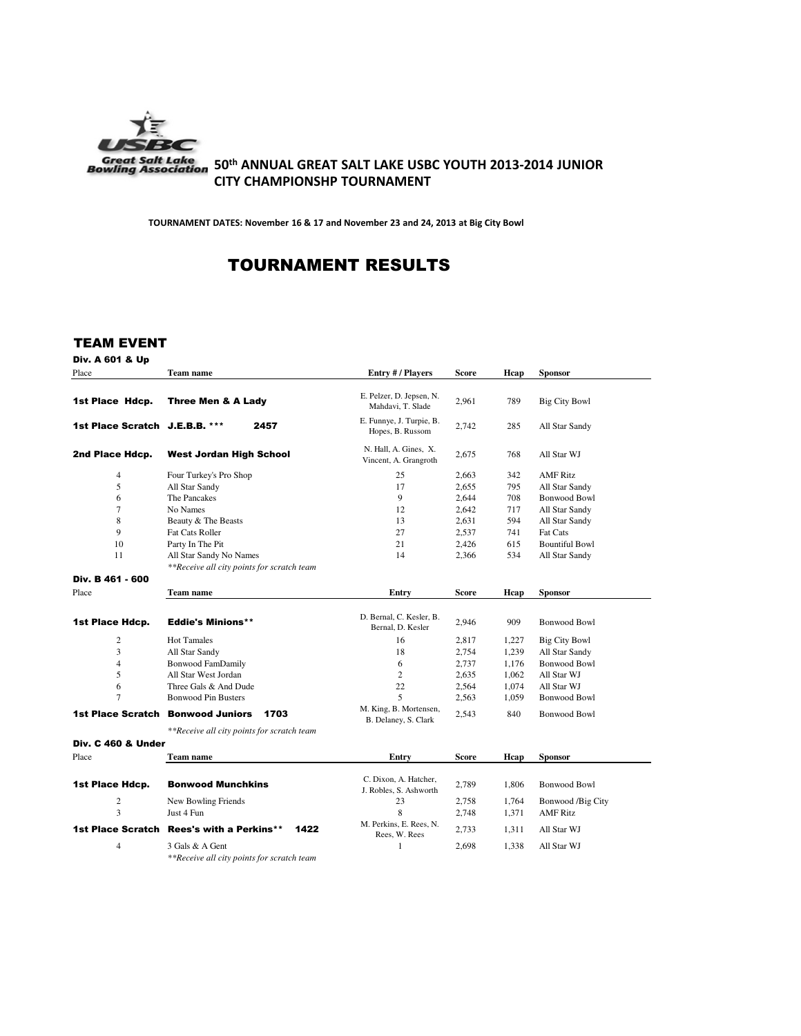# 50th ANNUAL GREAT SALT LAKE USBC YOUTH 2013-2014 JUNIOR CITY CHAMPIONSHP TOURNAMENT

**TOURNAMENT DATES: November 16 & 17 and November 23 and 24, 2013 at Big City Bowl**

## TOURNAMENT RESULTS

### TEAM EVENT

#### Div. A 601 & Up

| Place | Team name | Entry # / Players | Score | Hcap | Sponsor |
|---|---|---|---|---|---|
| **1st Place Hdcp.** | **Three Men & A Lady** | E. Pelzer, D. Jepsen, N. Mahdavi, T. Slade | 2,961 | 789 | Big City Bowl |
| **1st Place Scratch** | **J.E.B.B. \*\*\* 2457** | E. Funnye, J. Turpie, B. Hopes, B. Russom | 2,742 | 285 | All Star Sandy |
| **2nd Place Hdcp.** | **West Jordan High School** | N. Hall, A. Gines, X. Vincent, A. Grangroth | 2,675 | 768 | All Star WJ |
| 4 | Four Turkey's Pro Shop | 25 | 2,663 | 342 | AMF Ritz |
| 5 | All Star Sandy | 17 | 2,655 | 795 | All Star Sandy |
| 6 | The Pancakes | 9 | 2,644 | 708 | Bonwood Bowl |
| 7 | No Names | 12 | 2,642 | 717 | All Star Sandy |
| 8 | Beauty & The Beasts | 13 | 2,631 | 594 | All Star Sandy |
| 9 | Fat Cats Roller | 27 | 2,537 | 741 | Fat Cats |
| 10 | Party In The Pit | 21 | 2,426 | 615 | Bountiful Bowl |
| 11 | All Star Sandy No Names | 14 | 2,366 | 534 | All Star Sandy |

*\*\*Receive all city points for scratch team*

#### Div. B 461 - 600

| Place | Team name | Entry | Score | Hcap | Sponsor |
|---|---|---|---|---|---|
| **1st Place Hdcp.** | **Eddie's Minions\*\*** | D. Bernal, C. Kesler, B. Bernal, D. Kesler | 2,946 | 909 | Bonwood Bowl |
| 2 | Hot Tamales | 16 | 2,817 | 1,227 | Big City Bowl |
| 3 | All Star Sandy | 18 | 2,754 | 1,239 | All Star Sandy |
| 4 | Bonwood FamDamily | 6 | 2,737 | 1,176 | Bonwood Bowl |
| 5 | All Star West Jordan | 2 | 2,635 | 1,062 | All Star WJ |
| 6 | Three Gals & And Dude | 22 | 2,564 | 1,074 | All Star WJ |
| 7 | Bonwood Pin Busters | 5 | 2,563 | 1,059 | Bonwood Bowl |
| **1st Place Scratch** | **Bonwood Juniors 1703** | M. King, B. Mortensen, B. Delaney, S. Clark | 2,543 | 840 | Bonwood Bowl |

*\*\*Receive all city points for scratch team*

#### Div. C 460 & Under

| Place | Team name | Entry | Score | Hcap | Sponsor |
|---|---|---|---|---|---|
| **1st Place Hdcp.** | **Bonwood Munchkins** | C. Dixon, A. Hatcher, J. Robles, S. Ashworth | 2,789 | 1,806 | Bonwood Bowl |
| 2 | New Bowling Friends | 23 | 2,758 | 1,764 | Bonwood /Big City |
| 3 | Just 4 Fun | 8 | 2,748 | 1,371 | AMF Ritz |
| **1st Place Scratch** | **Rees's with a Perkins\*\* 1422** | M. Perkins, E. Rees, N. Rees, W. Rees | 2,733 | 1,311 | All Star WJ |
| 4 | 3 Gals & A Gent | 1 | 2,698 | 1,338 | All Star WJ |

*\*\*Receive all city points for scratch team*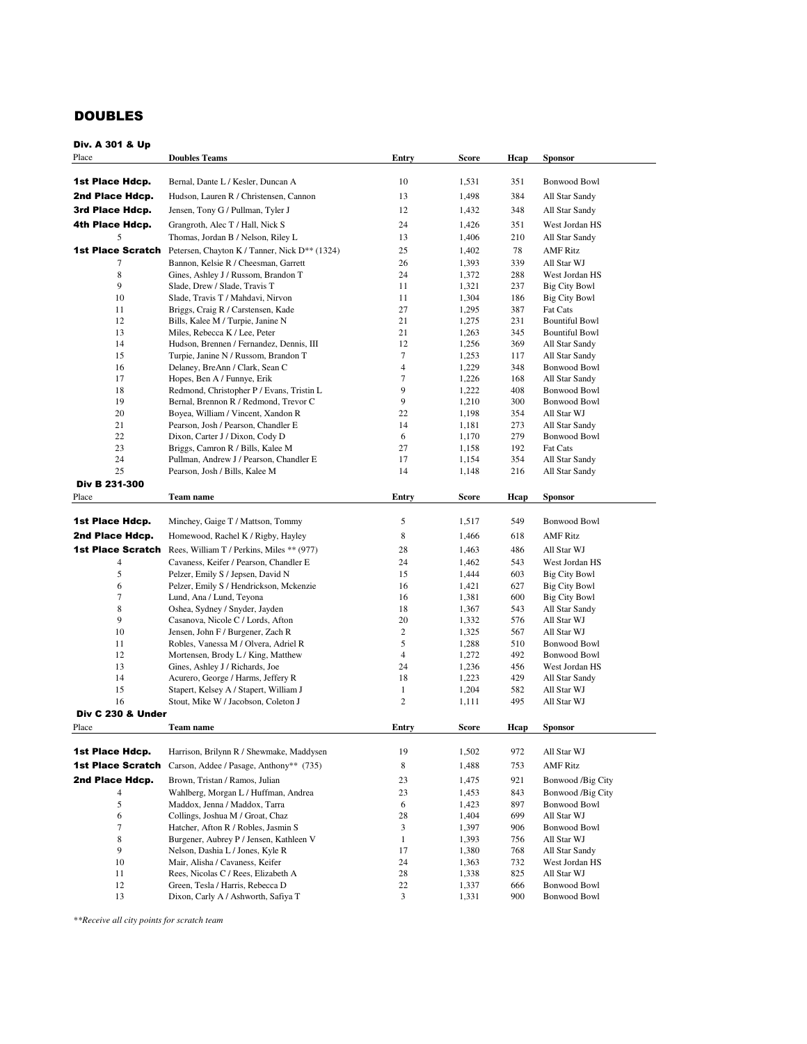# DOUBLES

### Div. A 301 & Up

| Place | Doubles Teams | Entry | Score | Hcap | Sponsor |
|---|---|---|---|---|---|
| **1st Place Hdcp.** | Bernal, Dante L / Kesler, Duncan A | 10 | 1,531 | 351 | Bonwood Bowl |
| **2nd Place Hdcp.** | Hudson, Lauren R / Christensen, Cannon | 13 | 1,498 | 384 | All Star Sandy |
| **3rd Place Hdcp.** | Jensen, Tony G / Pullman, Tyler J | 12 | 1,432 | 348 | All Star Sandy |
| **4th Place Hdcp.** | Grangroth, Alec T / Hall, Nick S | 24 | 1,426 | 351 | West Jordan HS |
| 5 | Thomas, Jordan B / Nelson, Riley L | 13 | 1,406 | 210 | All Star Sandy |
| **1st Place Scratch** | Petersen, Chayton K / Tanner, Nick D** (1324) | 25 | 1,402 | 78 | AMF Ritz |
| 7 | Bannon, Kelsie R / Cheesman, Garrett | 26 | 1,393 | 339 | All Star WJ |
| 8 | Gines, Ashley J / Russom, Brandon T | 24 | 1,372 | 288 | West Jordan HS |
| 9 | Slade, Drew / Slade, Travis T | 11 | 1,321 | 237 | Big City Bowl |
| 10 | Slade, Travis T / Mahdavi, Nirvon | 11 | 1,304 | 186 | Big City Bowl |
| 11 | Briggs, Craig R / Carstensen, Kade | 27 | 1,295 | 387 | Fat Cats |
| 12 | Bills, Kalee M / Turpie, Janine N | 21 | 1,275 | 231 | Bountiful Bowl |
| 13 | Miles, Rebecca K / Lee, Peter | 21 | 1,263 | 345 | Bountiful Bowl |
| 14 | Hudson, Brennen / Fernandez, Dennis, III | 12 | 1,256 | 369 | All Star Sandy |
| 15 | Turpie, Janine N / Russom, Brandon T | 7 | 1,253 | 117 | All Star Sandy |
| 16 | Delaney, BreAnn / Clark, Sean C | 4 | 1,229 | 348 | Bonwood Bowl |
| 17 | Hopes, Ben A / Funnye, Erik | 7 | 1,226 | 168 | All Star Sandy |
| 18 | Redmond, Christopher P / Evans, Tristin L | 9 | 1,222 | 408 | Bonwood Bowl |
| 19 | Bernal, Brennon R / Redmond, Trevor C | 9 | 1,210 | 300 | Bonwood Bowl |
| 20 | Boyea, William / Vincent, Xandon R | 22 | 1,198 | 354 | All Star WJ |
| 21 | Pearson, Josh / Pearson, Chandler E | 14 | 1,181 | 273 | All Star Sandy |
| 22 | Dixon, Carter J / Dixon, Cody D | 6 | 1,170 | 279 | Bonwood Bowl |
| 23 | Briggs, Camron R / Bills, Kalee M | 27 | 1,158 | 192 | Fat Cats |
| 24 | Pullman, Andrew J / Pearson, Chandler E | 17 | 1,154 | 354 | All Star Sandy |
| 25 | Pearson, Josh / Bills, Kalee M | 14 | 1,148 | 216 | All Star Sandy |

### Div B 231-300

| Place | Team name | Entry | Score | Hcap | Sponsor |
|---|---|---|---|---|---|
| **1st Place Hdcp.** | Minchey, Gaige T / Mattson, Tommy | 5 | 1,517 | 549 | Bonwood Bowl |
| **2nd Place Hdcp.** | Homewood, Rachel K / Rigby, Hayley | 8 | 1,466 | 618 | AMF Ritz |
| **1st Place Scratch** | Rees, William T / Perkins, Miles ** (977) | 28 | 1,463 | 486 | All Star WJ |
| 4 | Cavaness, Keifer / Pearson, Chandler E | 24 | 1,462 | 543 | West Jordan HS |
| 5 | Pelzer, Emily S / Jepsen, David N | 15 | 1,444 | 603 | Big City Bowl |
| 6 | Pelzer, Emily S / Hendrickson, Mckenzie | 16 | 1,421 | 627 | Big City Bowl |
| 7 | Lund, Ana / Lund, Teyona | 16 | 1,381 | 600 | Big City Bowl |
| 8 | Oshea, Sydney / Snyder, Jayden | 18 | 1,367 | 543 | All Star Sandy |
| 9 | Casanova, Nicole C / Lords, Afton | 20 | 1,332 | 576 | All Star WJ |
| 10 | Jensen, John F / Burgener, Zach R | 2 | 1,325 | 567 | All Star WJ |
| 11 | Robles, Vanessa M / Olvera, Adriel R | 5 | 1,288 | 510 | Bonwood Bowl |
| 12 | Mortensen, Brody L / King, Matthew | 4 | 1,272 | 492 | Bonwood Bowl |
| 13 | Gines, Ashley J / Richards, Joe | 24 | 1,236 | 456 | West Jordan HS |
| 14 | Acurero, George / Harms, Jeffery R | 18 | 1,223 | 429 | All Star Sandy |
| 15 | Stapert, Kelsey A / Stapert, William J | 1 | 1,204 | 582 | All Star WJ |
| 16 | Stout, Mike W / Jacobson, Coleton J | 2 | 1,111 | 495 | All Star WJ |

### Div C 230 & Under

| Place | Team name | Entry | Score | Hcap | Sponsor |
|---|---|---|---|---|---|
| **1st Place Hdcp.** | Harrison, Brilynn R / Shewmake, Maddysen | 19 | 1,502 | 972 | All Star WJ |
| **1st Place Scratch** | Carson, Addee / Pasage, Anthony** (735) | 8 | 1,488 | 753 | AMF Ritz |
| **2nd Place Hdcp.** | Brown, Tristan / Ramos, Julian | 23 | 1,475 | 921 | Bonwood /Big City |
| 4 | Wahlberg, Morgan L / Huffman, Andrea | 23 | 1,453 | 843 | Bonwood /Big City |
| 5 | Maddox, Jenna / Maddox, Tarra | 6 | 1,423 | 897 | Bonwood Bowl |
| 6 | Collings, Joshua M / Groat, Chaz | 28 | 1,404 | 699 | All Star WJ |
| 7 | Hatcher, Afton R / Robles, Jasmin S | 3 | 1,397 | 906 | Bonwood Bowl |
| 8 | Burgener, Aubrey P / Jensen, Kathleen V | 1 | 1,393 | 756 | All Star WJ |
| 9 | Nelson, Dashia L / Jones, Kyle R | 17 | 1,380 | 768 | All Star Sandy |
| 10 | Mair, Alisha / Cavaness, Keifer | 24 | 1,363 | 732 | West Jordan HS |
| 11 | Rees, Nicolas C / Rees, Elizabeth A | 28 | 1,338 | 825 | All Star WJ |
| 12 | Green, Tesla / Harris, Rebecca D | 22 | 1,337 | 666 | Bonwood Bowl |
| 13 | Dixon, Carly A / Ashworth, Safiya T | 3 | 1,331 | 900 | Bonwood Bowl |

*\*\*Receive all city points for scratch team*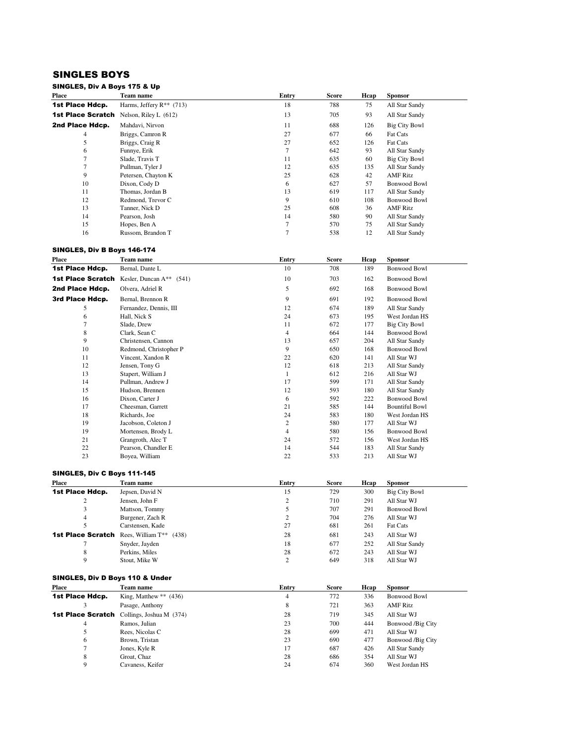# SINGLES BOYS

## SINGLES, Div A Boys 175 & Up

| Place | Team name | Entry | Score | Hcap | Sponsor |
|---|---|---|---|---|---|
| **1st Place Hdcp.** | Harms, Jeffery R** (713) | 18 | 788 | 75 | All Star Sandy |
| **1st Place Scratch** | Nelson, Riley L (612) | 13 | 705 | 93 | All Star Sandy |
| **2nd Place Hdcp.** | Mahdavi, Nirvon | 11 | 688 | 126 | Big City Bowl |
| 4 | Briggs, Camron R | 27 | 677 | 66 | Fat Cats |
| 5 | Briggs, Craig R | 27 | 652 | 126 | Fat Cats |
| 6 | Funnye, Erik | 7 | 642 | 93 | All Star Sandy |
| 7 | Slade, Travis T | 11 | 635 | 60 | Big City Bowl |
| 7 | Pullman, Tyler J | 12 | 635 | 135 | All Star Sandy |
| 9 | Petersen, Chayton K | 25 | 628 | 42 | AMF Ritz |
| 10 | Dixon, Cody D | 6 | 627 | 57 | Bonwood Bowl |
| 11 | Thomas, Jordan B | 13 | 619 | 117 | All Star Sandy |
| 12 | Redmond, Trevor C | 9 | 610 | 108 | Bonwood Bowl |
| 13 | Tanner, Nick D | 25 | 608 | 36 | AMF Ritz |
| 14 | Pearson, Josh | 14 | 580 | 90 | All Star Sandy |
| 15 | Hopes, Ben A | 7 | 570 | 75 | All Star Sandy |
| 16 | Russom, Brandon T | 7 | 538 | 12 | All Star Sandy |

## SINGLES, Div B Boys 146-174

| Place | Team name | Entry | Score | Hcap | Sponsor |
|---|---|---|---|---|---|
| **1st Place Hdcp.** | Bernal, Dante L | 10 | 708 | 189 | Bonwood Bowl |
| **1st Place Scratch** | Kesler, Duncan A** (541) | 10 | 703 | 162 | Bonwood Bowl |
| **2nd Place Hdcp.** | Olvera, Adriel R | 5 | 692 | 168 | Bonwood Bowl |
| **3rd Place Hdcp.** | Bernal, Brennon R | 9 | 691 | 192 | Bonwood Bowl |
| 5 | Fernandez, Dennis, III | 12 | 674 | 189 | All Star Sandy |
| 6 | Hall, Nick S | 24 | 673 | 195 | West Jordan HS |
| 7 | Slade, Drew | 11 | 672 | 177 | Big City Bowl |
| 8 | Clark, Sean C | 4 | 664 | 144 | Bonwood Bowl |
| 9 | Christensen, Cannon | 13 | 657 | 204 | All Star Sandy |
| 10 | Redmond, Christopher P | 9 | 650 | 168 | Bonwood Bowl |
| 11 | Vincent, Xandon R | 22 | 620 | 141 | All Star WJ |
| 12 | Jensen, Tony G | 12 | 618 | 213 | All Star Sandy |
| 13 | Stapert, William J | 1 | 612 | 216 | All Star WJ |
| 14 | Pullman, Andrew J | 17 | 599 | 171 | All Star Sandy |
| 15 | Hudson, Brennen | 12 | 593 | 180 | All Star Sandy |
| 16 | Dixon, Carter J | 6 | 592 | 222 | Bonwood Bowl |
| 17 | Cheesman, Garrett | 21 | 585 | 144 | Bountiful Bowl |
| 18 | Richards, Joe | 24 | 583 | 180 | West Jordan HS |
| 19 | Jacobson, Coleton J | 2 | 580 | 177 | All Star WJ |
| 19 | Mortensen, Brody L | 4 | 580 | 156 | Bonwood Bowl |
| 21 | Grangroth, Alec T | 24 | 572 | 156 | West Jordan HS |
| 22 | Pearson, Chandler E | 14 | 544 | 183 | All Star Sandy |
| 23 | Boyea, William | 22 | 533 | 213 | All Star WJ |

## SINGLES, Div C Boys 111-145

| Place | Team name | Entry | Score | Hcap | Sponsor |
|---|---|---|---|---|---|
| **1st Place Hdcp.** | Jepsen, David N | 15 | 729 | 300 | Big City Bowl |
| 2 | Jensen, John F | 2 | 710 | 291 | All Star WJ |
| 3 | Mattson, Tommy | 5 | 707 | 291 | Bonwood Bowl |
| 4 | Burgener, Zach R | 2 | 704 | 276 | All Star WJ |
| 5 | Carstensen, Kade | 27 | 681 | 261 | Fat Cats |
| **1st Place Scratch** | Rees, William T** (438) | 28 | 681 | 243 | All Star WJ |
| 7 | Snyder, Jayden | 18 | 677 | 252 | All Star Sandy |
| 8 | Perkins, Miles | 28 | 672 | 243 | All Star WJ |
| 9 | Stout, Mike W | 2 | 649 | 318 | All Star WJ |

## SINGLES, Div D Boys 110 & Under

| Place | Team name | Entry | Score | Hcap | Sponsor |
|---|---|---|---|---|---|
| **1st Place Hdcp.** | King, Matthew ** (436) | 4 | 772 | 336 | Bonwood Bowl |
| 3 | Pasage, Anthony | 8 | 721 | 363 | AMF Ritz |
| **1st Place Scratch** | Collings, Joshua M (374) | 28 | 719 | 345 | All Star WJ |
| 4 | Ramos, Julian | 23 | 700 | 444 | Bonwood /Big City |
| 5 | Rees, Nicolas C | 28 | 699 | 471 | All Star WJ |
| 6 | Brown, Tristan | 23 | 690 | 477 | Bonwood /Big City |
| 7 | Jones, Kyle R | 17 | 687 | 426 | All Star Sandy |
| 8 | Groat, Chaz | 28 | 686 | 354 | All Star WJ |
| 9 | Cavaness, Keifer | 24 | 674 | 360 | West Jordan HS |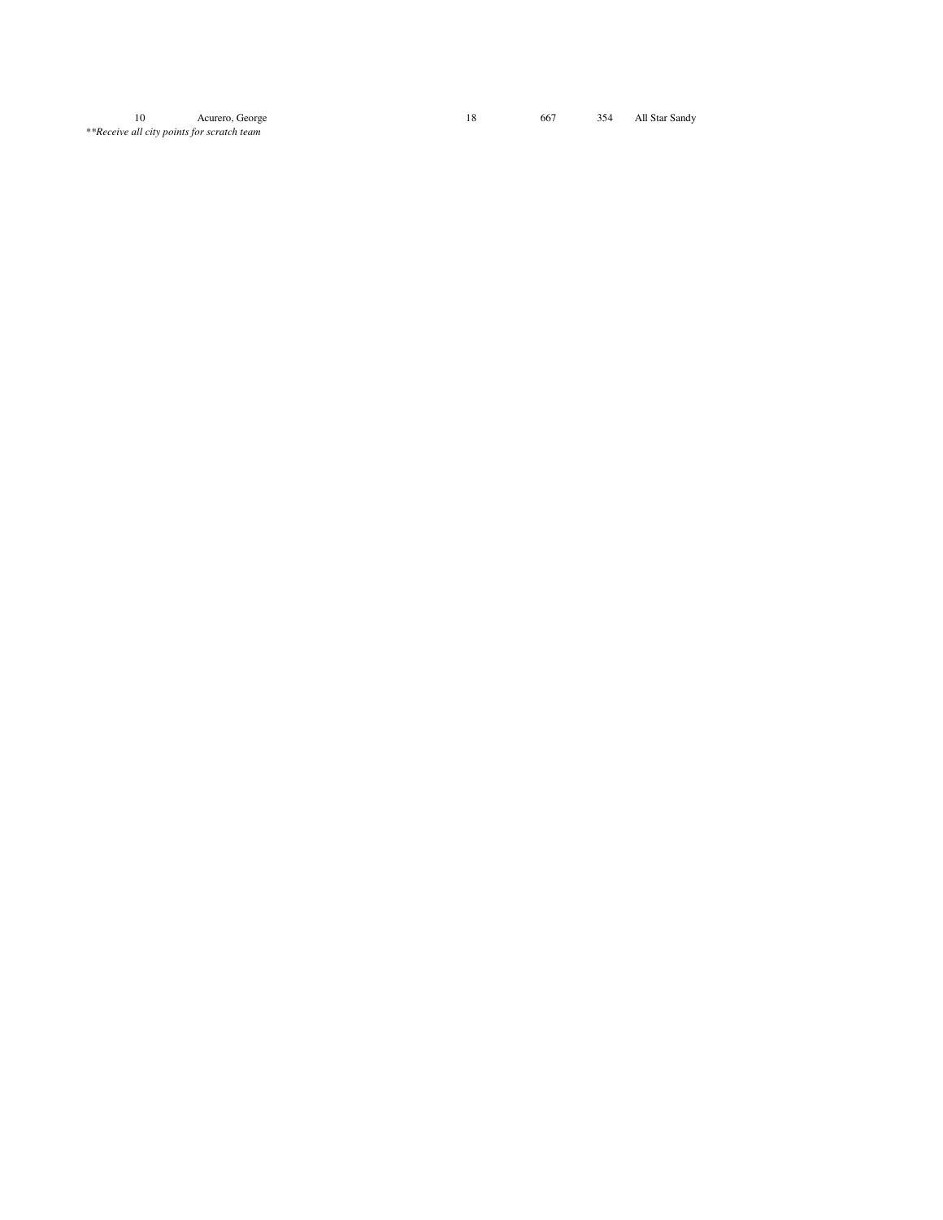| 10 | Acurero, George | 18 | 667 | 354 | All Star Sandy |
|---|---|---|---|---|---|

*\*\*Receive all city points for scratch team*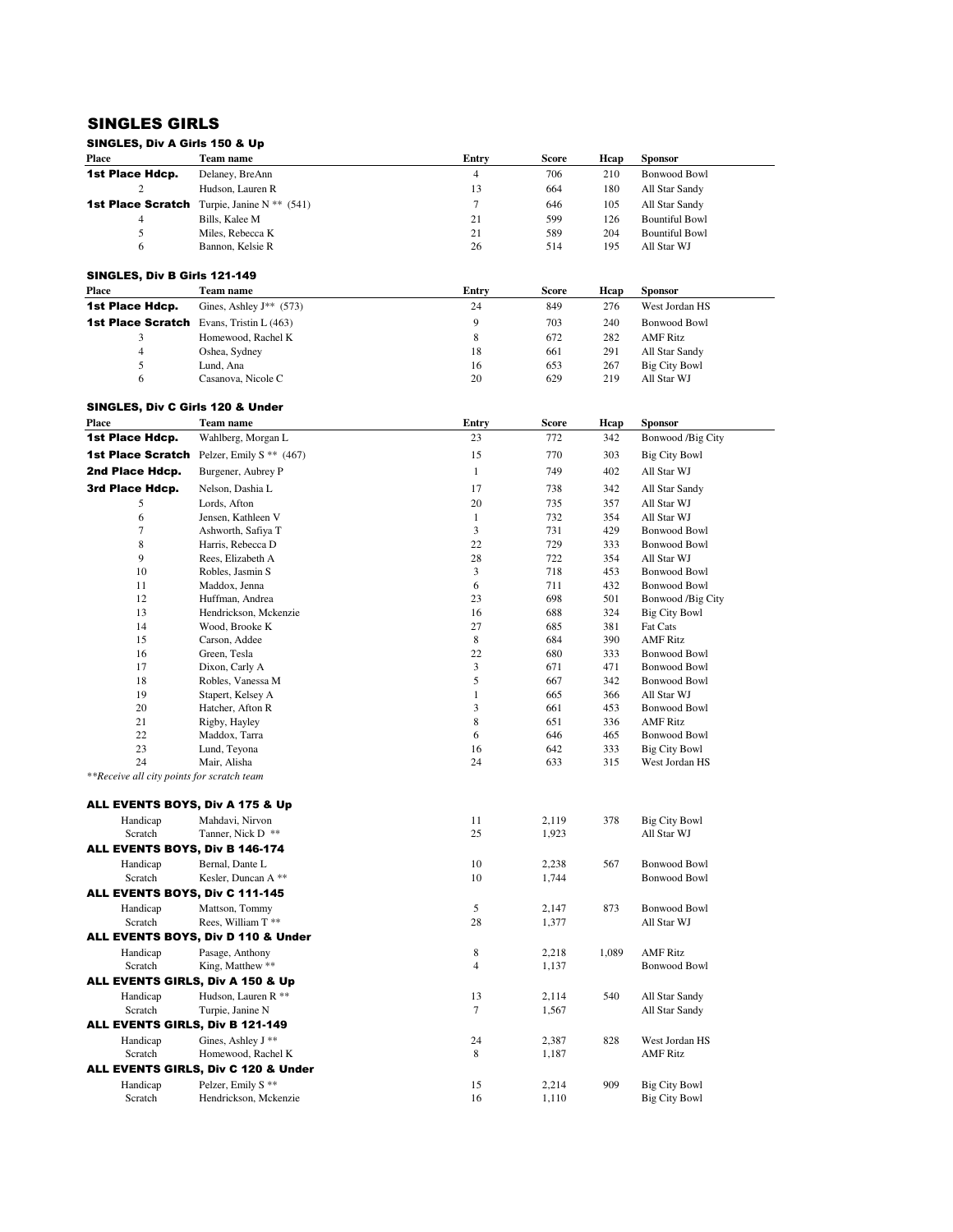# SINGLES GIRLS

### SINGLES, Div A Girls 150 & Up

| Place | Team name | Entry | Score | Hcap | Sponsor |
|---|---|---|---|---|---|
| **1st Place Hdcp.** | Delaney, BreAnn | 4 | 706 | 210 | Bonwood Bowl |
| 2 | Hudson, Lauren R | 13 | 664 | 180 | All Star Sandy |
| **1st Place Scratch** | Turpie, Janine N ** (541) | 7 | 646 | 105 | All Star Sandy |
| 4 | Bills, Kalee M | 21 | 599 | 126 | Bountiful Bowl |
| 5 | Miles, Rebecca K | 21 | 589 | 204 | Bountiful Bowl |
| 6 | Bannon, Kelsie R | 26 | 514 | 195 | All Star WJ |

### SINGLES, Div B Girls 121-149

| Place | Team name | Entry | Score | Hcap | Sponsor |
|---|---|---|---|---|---|
| **1st Place Hdcp.** | Gines, Ashley J** (573) | 24 | 849 | 276 | West Jordan HS |
| **1st Place Scratch** | Evans, Tristin L (463) | 9 | 703 | 240 | Bonwood Bowl |
| 3 | Homewood, Rachel K | 8 | 672 | 282 | AMF Ritz |
| 4 | Oshea, Sydney | 18 | 661 | 291 | All Star Sandy |
| 5 | Lund, Ana | 16 | 653 | 267 | Big City Bowl |
| 6 | Casanova, Nicole C | 20 | 629 | 219 | All Star WJ |

### SINGLES, Div C Girls 120 & Under

| Place | Team name | Entry | Score | Hcap | Sponsor |
|---|---|---|---|---|---|
| **1st Place Hdcp.** | Wahlberg, Morgan L | 23 | 772 | 342 | Bonwood /Big City |
| **1st Place Scratch** | Pelzer, Emily S ** (467) | 15 | 770 | 303 | Big City Bowl |
| **2nd Place Hdcp.** | Burgener, Aubrey P | 1 | 749 | 402 | All Star WJ |
| **3rd Place Hdcp.** | Nelson, Dashia L | 17 | 738 | 342 | All Star Sandy |
| 5 | Lords, Afton | 20 | 735 | 357 | All Star WJ |
| 6 | Jensen, Kathleen V | 1 | 732 | 354 | All Star WJ |
| 7 | Ashworth, Safiya T | 3 | 731 | 429 | Bonwood Bowl |
| 8 | Harris, Rebecca D | 22 | 729 | 333 | Bonwood Bowl |
| 9 | Rees, Elizabeth A | 28 | 722 | 354 | All Star WJ |
| 10 | Robles, Jasmin S | 3 | 718 | 453 | Bonwood Bowl |
| 11 | Maddox, Jenna | 6 | 711 | 432 | Bonwood Bowl |
| 12 | Huffman, Andrea | 23 | 698 | 501 | Bonwood /Big City |
| 13 | Hendrickson, Mckenzie | 16 | 688 | 324 | Big City Bowl |
| 14 | Wood, Brooke K | 27 | 685 | 381 | Fat Cats |
| 15 | Carson, Addee | 8 | 684 | 390 | AMF Ritz |
| 16 | Green, Tesla | 22 | 680 | 333 | Bonwood Bowl |
| 17 | Dixon, Carly A | 3 | 671 | 471 | Bonwood Bowl |
| 18 | Robles, Vanessa M | 5 | 667 | 342 | Bonwood Bowl |
| 19 | Stapert, Kelsey A | 1 | 665 | 366 | All Star WJ |
| 20 | Hatcher, Afton R | 3 | 661 | 453 | Bonwood Bowl |
| 21 | Rigby, Hayley | 8 | 651 | 336 | AMF Ritz |
| 22 | Maddox, Tarra | 6 | 646 | 465 | Bonwood Bowl |
| 23 | Lund, Teyona | 16 | 642 | 333 | Big City Bowl |
| 24 | Mair, Alisha | 24 | 633 | 315 | West Jordan HS |

*\*\*Receive all city points for scratch team*

### ALL EVENTS BOYS, Div A 175 & Up

| | | | | | |
|---|---|---|---|---|---|
| Handicap | Mahdavi, Nirvon | 11 | 2,119 | 378 | Big City Bowl |
| Scratch | Tanner, Nick D ** | 25 | 1,923 | | All Star WJ |

### ALL EVENTS BOYS, Div B 146-174

| | | | | | |
|---|---|---|---|---|---|
| Handicap | Bernal, Dante L | 10 | 2,238 | 567 | Bonwood Bowl |
| Scratch | Kesler, Duncan A ** | 10 | 1,744 | | Bonwood Bowl |

### ALL EVENTS BOYS, Div C 111-145

| | | | | | |
|---|---|---|---|---|---|
| Handicap | Mattson, Tommy | 5 | 2,147 | 873 | Bonwood Bowl |
| Scratch | Rees, William T ** | 28 | 1,377 | | All Star WJ |

### ALL EVENTS BOYS, Div D 110 & Under

| | | | | | |
|---|---|---|---|---|---|
| Handicap | Pasage, Anthony | 8 | 2,218 | 1,089 | AMF Ritz |
| Scratch | King, Matthew ** | 4 | 1,137 | | Bonwood Bowl |

### ALL EVENTS GIRLS, Div A 150 & Up

| | | | | | |
|---|---|---|---|---|---|
| Handicap | Hudson, Lauren R ** | 13 | 2,114 | 540 | All Star Sandy |
| Scratch | Turpie, Janine N | 7 | 1,567 | | All Star Sandy |

### ALL EVENTS GIRLS, Div B 121-149

| | | | | | |
|---|---|---|---|---|---|
| Handicap | Gines, Ashley J ** | 24 | 2,387 | 828 | West Jordan HS |
| Scratch | Homewood, Rachel K | 8 | 1,187 | | AMF Ritz |

### ALL EVENTS GIRLS, Div C 120 & Under

| | | | | | |
|---|---|---|---|---|---|
| Handicap | Pelzer, Emily S ** | 15 | 2,214 | 909 | Big City Bowl |
| Scratch | Hendrickson, Mckenzie | 16 | 1,110 | | Big City Bowl |